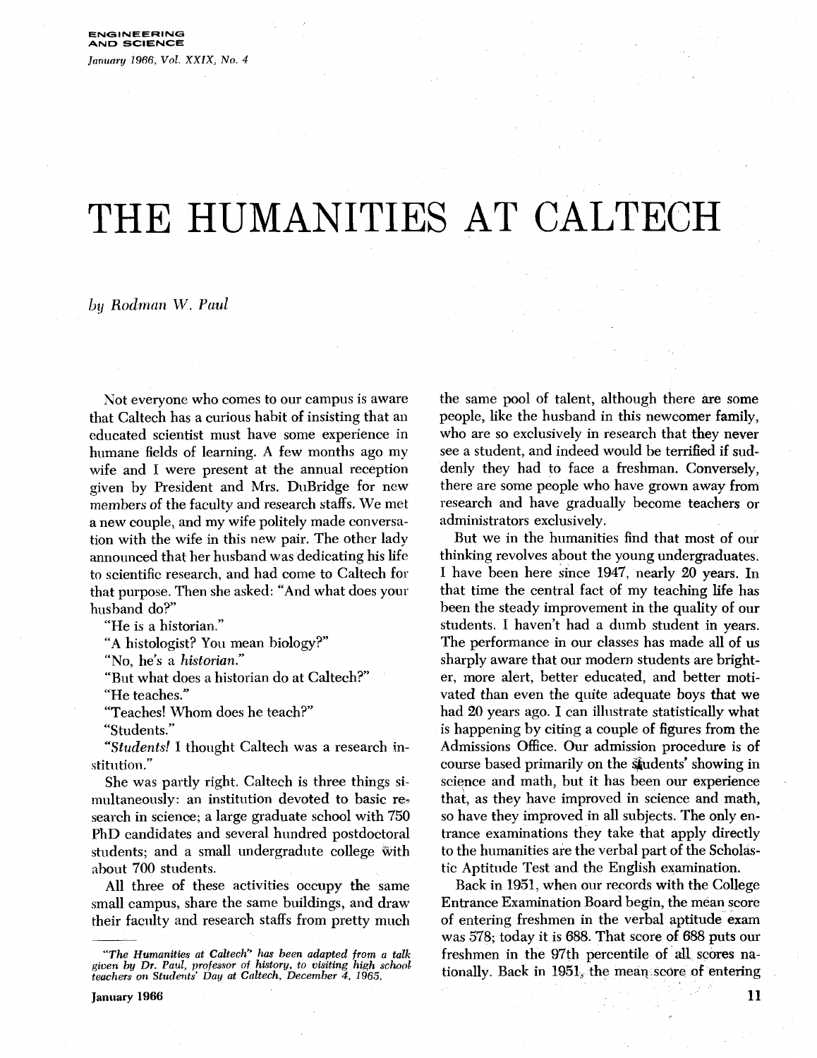# THE HUMANITIES AT CALTECH

*by Rodman W. Paul*

Not everyone who comes to our campus is aware that Caltech has a curious habit of insisting that an educated scientist must have some experience in humane fields of learning. A few months ago my wife and I were present at the annual reception given by President and Mrs. DuBridge for new members of the faculty and research staffs. We met a new couple, and my wife politely made conversation with the wife in this new pair. The other lady announced that her husband was dedicating his life to scientific research, and had come to Caltech for that purpose. Then she asked: "And what does your husband do?"

"He is a historian."

"A histologist? You mean biology?"

"No, he's a *historian.*"

"But what does a historian do at Caltech?"

"He teaches."

"Teaches! Whom does he teach?"

"Students."

"*Students!* I thought Caltech was a research institution."

She was partly right. Caltech is three things simultaneously: an institution devoted to basic research in science; a large graduate school with 750 PhD candidates and several hundred postdoctoral students; and a small undergradute college with about 700 students.

All three of these activities occupy the same small campus, share the same buildings, and draw their faculty and research staffs from pretty much the same pool of talent, although there are some people, like the husband in this newcomer family, who are so exclusively in research that they never see a student, and indeed would be terrified if suddenly they had to face a freshman. Conversely, there are some people who have grown away from research and have gradually become teachers or administrators exclusively.

But we in the humanities find that most of our thinking revolves about the young undergraduates. I have been here since 1947, nearly 20 years. In that time the central fact of my teaching life has been the steady improvement in the quality of our students. I haven't had a dumb student in years. The performance in our classes has made all of us sharply aware that our modern students are brighter, more alert, better educated, and better motivated than even the quite adequate boys that we had 20 years ago. I can illustrate statistically what is happening by citing a couple of figures from the Admissions Office. Our admission procedure is of course based primarily on the students' showing in science and math, but it has been our experience that, as they have improved in science and math, so have they improved in all subjects. The only entrance examinations they take that apply directly to the humanities are the verbal part of the Scholastic Aptitude Test and the English examination.

Back in 1951, when our records with the College Entrance Examination Board begin, the mean score of entering freshmen in the verbal aptitude exam was 578; today it is 688. That score of 688 puts our freshmen in the 97th percentile of all scores nationally. Back in 1951, the mean score of entering

---

*"The Humanities at Caltech" has been adapted from a talk given by Dr. Paul, professor of history, to visiting high school teachers on Students' Day at Caltech, December 4, 1965.*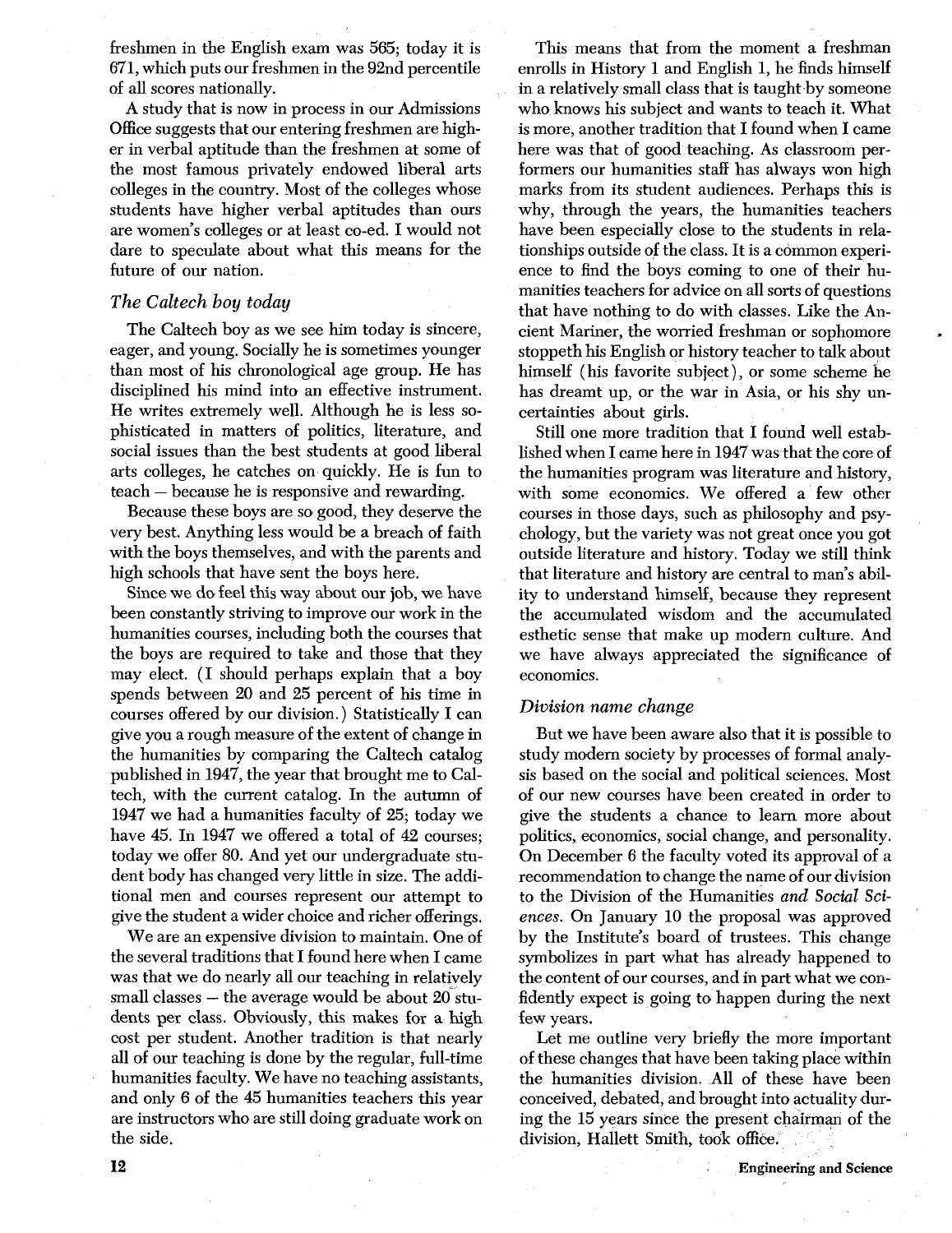freshmen in the English exam was 565; today it is 671, which puts our freshmen in the 92nd percentile of all scores nationally.

A study that is now in process in our Admissions Office suggests that our entering freshmen are higher in verbal aptitude than the freshmen at some of the most famous privately endowed liberal arts colleges in the country. Most of the colleges whose students have higher verbal aptitudes than ours are women's colleges or at least co-ed. I would not dare to speculate about what this means for the future of our nation.

### *The Caltech boy today*

The Caltech boy as we see him today is sincere, eager, and young. Socially he is sometimes younger than most of his chronological age group. He has disciplined his mind into an effective instrument. He writes extremely well. Although he is less sophisticated in matters of politics, literature, and social issues than the best students at good liberal arts colleges, he catches on quickly. He is fun to teach — because he is responsive and rewarding.

Because these boys are so good, they deserve the very best. Anything less would be a breach of faith with the boys themselves, and with the parents and high schools that have sent the boys here.

Since we do feel this way about our job, we have been constantly striving to improve our work in the humanities courses, including both the courses that the boys are required to take and those that they may elect. (I should perhaps explain that a boy spends between 20 and 25 percent of his time in courses offered by our division.) Statistically I can give you a rough measure of the extent of change in the humanities by comparing the Caltech catalog published in 1947, the year that brought me to Caltech, with the current catalog. In the autumn of 1947 we had a humanities faculty of 25; today we have 45. In 1947 we offered a total of 42 courses; today we offer 80. And yet our undergraduate student body has changed very little in size. The additional men and courses represent our attempt to give the student a wider choice and richer offerings.

We are an expensive division to maintain. One of the several traditions that I found here when I came was that we do nearly all our teaching in relatively small classes — the average would be about 20 students per class. Obviously, this makes for a high cost per student. Another tradition is that nearly all of our teaching is done by the regular, full-time humanities faculty. We have no teaching assistants, and only 6 of the 45 humanities teachers this year are instructors who are still doing graduate work on the side.

This means that from the moment a freshman enrolls in History 1 and English 1, he finds himself in a relatively small class that is taught by someone who knows his subject and wants to teach it. What is more, another tradition that I found when I came here was that of good teaching. As classroom performers our humanities staff has always won high marks from its student audiences. Perhaps this is why, through the years, the humanities teachers have been especially close to the students in relationships outside of the class. It is a common experience to find the boys coming to one of their humanities teachers for advice on all sorts of questions that have nothing to do with classes. Like the Ancient Mariner, the worried freshman or sophomore stoppeth his English or history teacher to talk about himself (his favorite subject), or some scheme he has dreamt up, or the war in Asia, or his shy uncertainties about girls.

Still one more tradition that I found well established when I came here in 1947 was that the core of the humanities program was literature and history, with some economics. We offered a few other courses in those days, such as philosophy and psychology, but the variety was not great once you got outside literature and history. Today we still think that literature and history are central to man's ability to understand himself, because they represent the accumulated wisdom and the accumulated esthetic sense that make up modern culture. And we have always appreciated the significance of economics.

### *Division name change*

But we have been aware also that it is possible to study modern society by processes of formal analysis based on the social and political sciences. Most of our new courses have been created in order to give the students a chance to learn more about politics, economics, social change, and personality. On December 6 the faculty voted its approval of a recommendation to change the name of our division to the Division of the Humanities *and Social Sciences*. On January 10 the proposal was approved by the Institute's board of trustees. This change symbolizes in part what has already happened to the content of our courses, and in part what we confidently expect is going to happen during the next few years.

Let me outline very briefly the more important of these changes that have been taking place within the humanities division. All of these have been conceived, debated, and brought into actuality during the 15 years since the present chairman of the division, Hallett Smith, took office.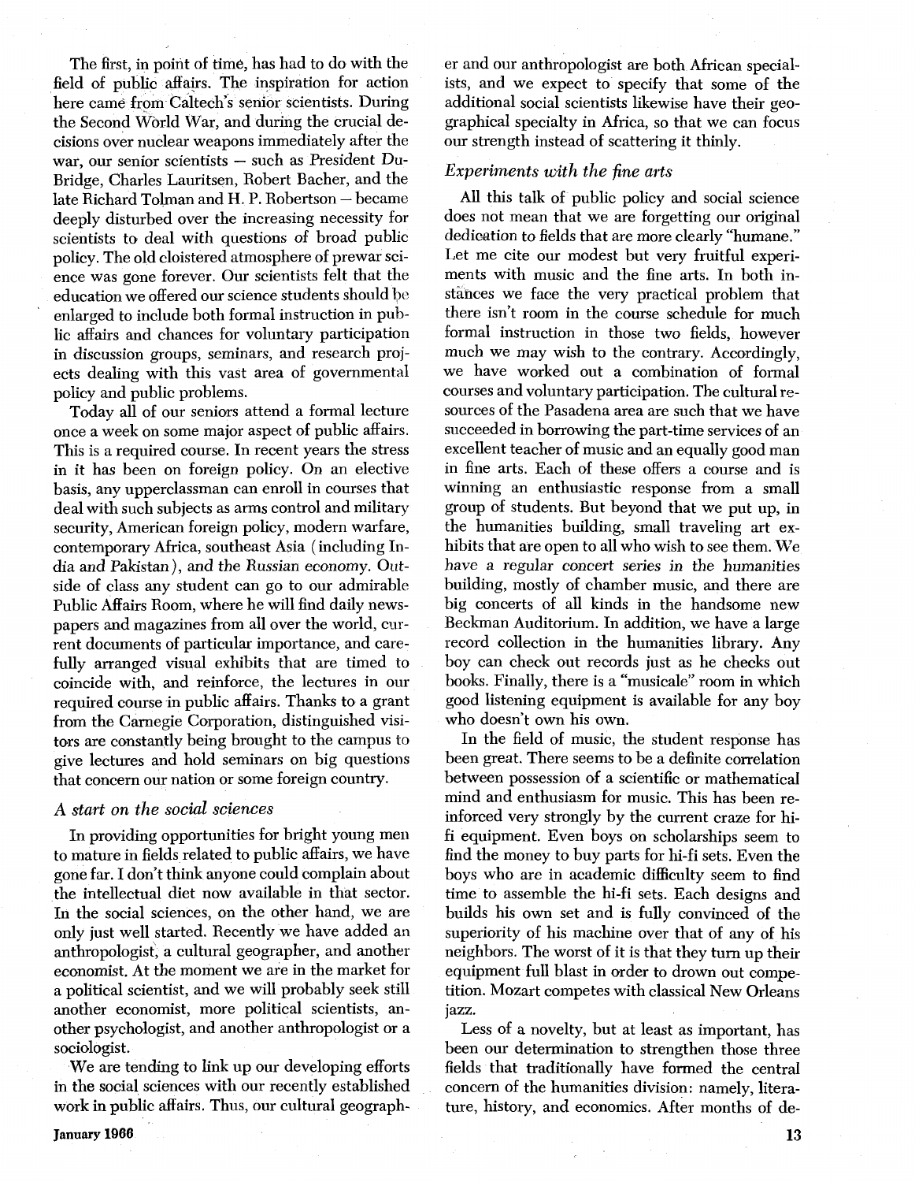The first, in point of time, has had to do with the field of public affairs. The inspiration for action here came from Caltech's senior scientists. During the Second World War, and during the crucial decisions over nuclear weapons immediately after the war, our senior scientists — such as President DuBridge, Charles Lauritsen, Robert Bacher, and the late Richard Tolman and H. P. Robertson — became deeply disturbed over the increasing necessity for scientists to deal with questions of broad public policy. The old cloistered atmosphere of prewar science was gone forever. Our scientists felt that the education we offered our science students should be enlarged to include both formal instruction in public affairs and chances for voluntary participation in discussion groups, seminars, and research projects dealing with this vast area of governmental policy and public problems.

Today all of our seniors attend a formal lecture once a week on some major aspect of public affairs. This is a required course. In recent years the stress in it has been on foreign policy. On an elective basis, any upperclassman can enroll in courses that deal with such subjects as arms control and military security, American foreign policy, modern warfare, contemporary Africa, southeast Asia (including India and Pakistan), and the Russian economy. Outside of class any student can go to our admirable Public Affairs Room, where he will find daily newspapers and magazines from all over the world, current documents of particular importance, and carefully arranged visual exhibits that are timed to coincide with, and reinforce, the lectures in our required course in public affairs. Thanks to a grant from the Carnegie Corporation, distinguished visitors are constantly being brought to the campus to give lectures and hold seminars on big questions that concern our nation or some foreign country.

### *A start on the social sciences*

In providing opportunities for bright young men to mature in fields related to public affairs, we have gone far. I don't think anyone could complain about the intellectual diet now available in that sector. In the social sciences, on the other hand, we are only just well started. Recently we have added an anthropologist, a cultural geographer, and another economist. At the moment we are in the market for a political scientist, and we will probably seek still another economist, more political scientists, another psychologist, and another anthropologist or a sociologist.

We are tending to link up our developing efforts in the social sciences with our recently established work in public affairs. Thus, our cultural geographer and our anthropologist are both African specialists, and we expect to specify that some of the additional social scientists likewise have their geographical specialty in Africa, so that we can focus our strength instead of scattering it thinly.

### *Experiments with the fine arts*

All this talk of public policy and social science does not mean that we are forgetting our original dedication to fields that are more clearly "humane." Let me cite our modest but very fruitful experiments with music and the fine arts. In both instances we face the very practical problem that there isn't room in the course schedule for much formal instruction in those two fields, however much we may wish to the contrary. Accordingly, we have worked out a combination of formal courses and voluntary participation. The cultural resources of the Pasadena area are such that we have succeeded in borrowing the part-time services of an excellent teacher of music and an equally good man in fine arts. Each of these offers a course and is winning an enthusiastic response from a small group of students. But beyond that we put up, in the humanities building, small traveling art exhibits that are open to all who wish to see them. We have a regular concert series in the humanities building, mostly of chamber music, and there are big concerts of all kinds in the handsome new Beckman Auditorium. In addition, we have a large record collection in the humanities library. Any boy can check out records just as he checks out books. Finally, there is a "musicale" room in which good listening equipment is available for any boy who doesn't own his own.

In the field of music, the student response has been great. There seems to be a definite correlation between possession of a scientific or mathematical mind and enthusiasm for music. This has been reinforced very strongly by the current craze for hi-fi equipment. Even boys on scholarships seem to find the money to buy parts for hi-fi sets. Even the boys who are in academic difficulty seem to find time to assemble the hi-fi sets. Each designs and builds his own set and is fully convinced of the superiority of his machine over that of any of his neighbors. The worst of it is that they turn up their equipment full blast in order to drown out competition. Mozart competes with classical New Orleans jazz.

Less of a novelty, but at least as important, has been our determination to strengthen those three fields that traditionally have formed the central concern of the humanities division: namely, literature, history, and economics. After months of de-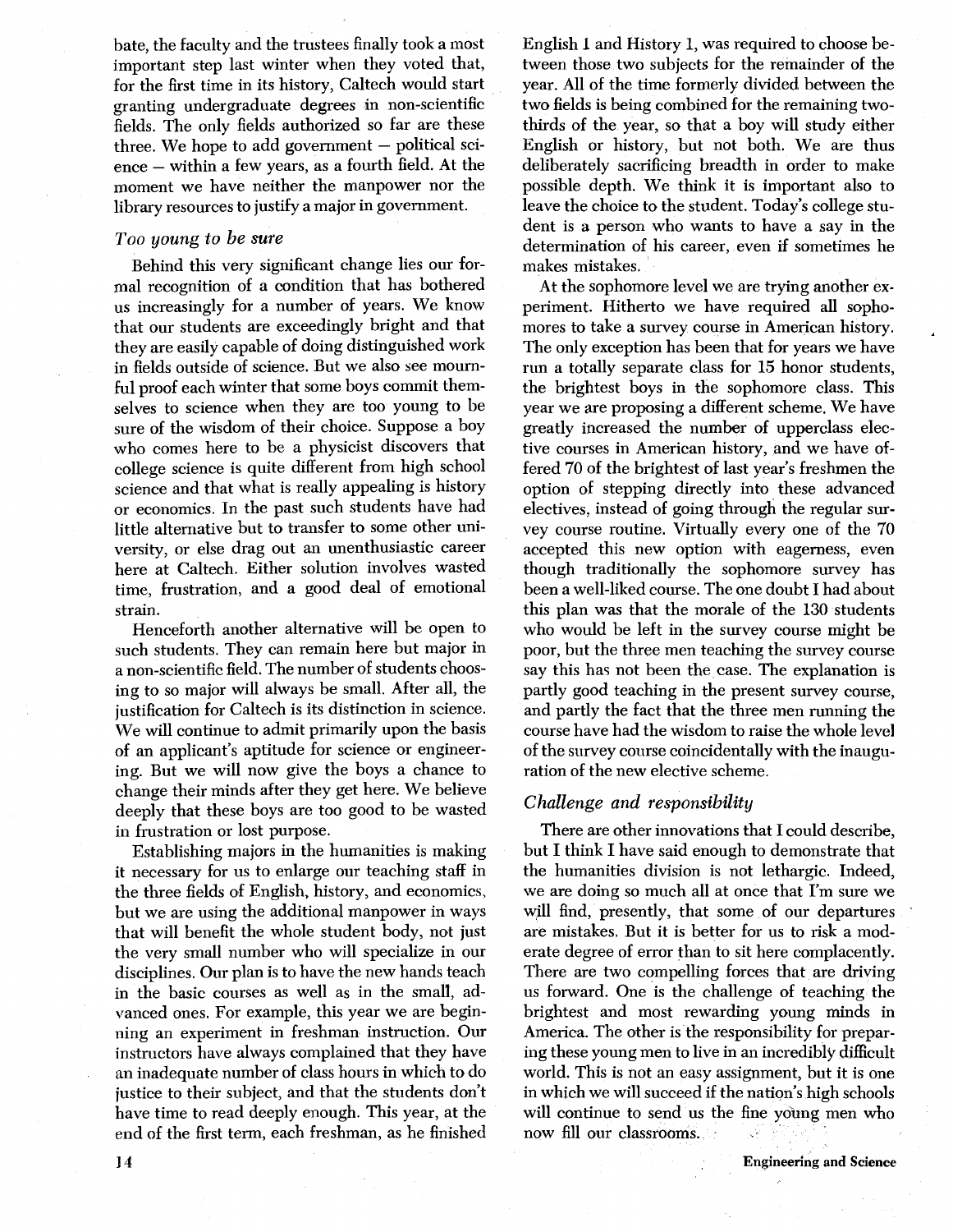bate, the faculty and the trustees finally took a most important step last winter when they voted that, for the first time in its history, Caltech would start granting undergraduate degrees in non-scientific fields. The only fields authorized so far are these three. We hope to add government — political science — within a few years, as a fourth field. At the moment we have neither the manpower nor the library resources to justify a major in government.

### *Too young to be sure*

Behind this very significant change lies our formal recognition of a condition that has bothered us increasingly for a number of years. We know that our students are exceedingly bright and that they are easily capable of doing distinguished work in fields outside of science. But we also see mournful proof each winter that some boys commit themselves to science when they are too young to be sure of the wisdom of their choice. Suppose a boy who comes here to be a physicist discovers that college science is quite different from high school science and that what is really appealing is history or economics. In the past such students have had little alternative but to transfer to some other university, or else drag out an unenthusiastic career here at Caltech. Either solution involves wasted time, frustration, and a good deal of emotional strain.

Henceforth another alternative will be open to such students. They can remain here but major in a non-scientific field. The number of students choosing to so major will always be small. After all, the justification for Caltech is its distinction in science. We will continue to admit primarily upon the basis of an applicant's aptitude for science or engineering. But we will now give the boys a chance to change their minds after they get here. We believe deeply that these boys are too good to be wasted in frustration or lost purpose.

Establishing majors in the humanities is making it necessary for us to enlarge our teaching staff in the three fields of English, history, and economics, but we are using the additional manpower in ways that will benefit the whole student body, not just the very small number who will specialize in our disciplines. Our plan is to have the new hands teach in the basic courses as well as in the small, advanced ones. For example, this year we are beginning an experiment in freshman instruction. Our instructors have always complained that they have an inadequate number of class hours in which to do justice to their subject, and that the students don't have time to read deeply enough. This year, at the end of the first term, each freshman, as he finished English 1 and History 1, was required to choose between those two subjects for the remainder of the year. All of the time formerly divided between the two fields is being combined for the remaining two-thirds of the year, so that a boy will study either English or history, but not both. We are thus deliberately sacrificing breadth in order to make possible depth. We think it is important also to leave the choice to the student. Today's college student is a person who wants to have a say in the determination of his career, even if sometimes he makes mistakes.

At the sophomore level we are trying another experiment. Hitherto we have required all sophomores to take a survey course in American history. The only exception has been that for years we have run a totally separate class for 15 honor students, the brightest boys in the sophomore class. This year we are proposing a different scheme. We have greatly increased the number of upperclass elective courses in American history, and we have offered 70 of the brightest of last year's freshmen the option of stepping directly into these advanced electives, instead of going through the regular survey course routine. Virtually every one of the 70 accepted this new option with eagerness, even though traditionally the sophomore survey has been a well-liked course. The one doubt I had about this plan was that the morale of the 130 students who would be left in the survey course might be poor, but the three men teaching the survey course say this has not been the case. The explanation is partly good teaching in the present survey course, and partly the fact that the three men running the course have had the wisdom to raise the whole level of the survey course coincidentally with the inauguration of the new elective scheme.

### *Challenge and responsibility*

There are other innovations that I could describe, but I think I have said enough to demonstrate that the humanities division is not lethargic. Indeed, we are doing so much all at once that I'm sure we will find, presently, that some of our departures are mistakes. But it is better for us to risk a moderate degree of error than to sit here complacently. There are two compelling forces that are driving us forward. One is the challenge of teaching the brightest and most rewarding young minds in America. The other is the responsibility for preparing these young men to live in an incredibly difficult world. This is not an easy assignment, but it is one in which we will succeed if the nation's high schools will continue to send us the fine young men who now fill our classrooms.